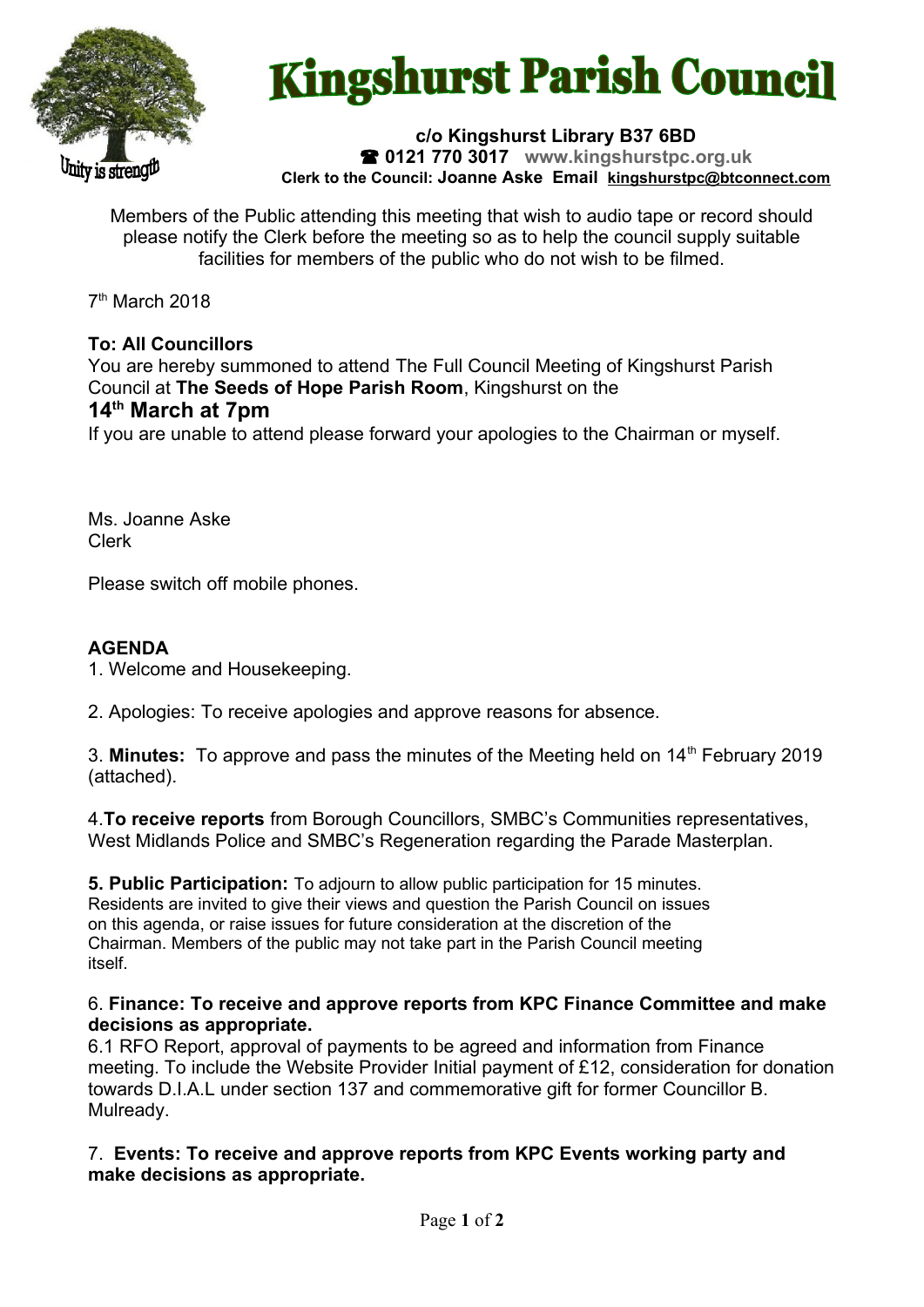# Kingshurst Parish Council

**c/o Kingshurst Library B37 6BD**
☎ **0121 770 3017** **www.kingshurstpc.org.uk**
**Clerk to the Council: Joanne Aske Email kingshurstpc@btconnect.com**

Unity is strength

Members of the Public attending this meeting that wish to audio tape or record should please notify the Clerk before the meeting so as to help the council supply suitable facilities for members of the public who do not wish to be filmed.

7th March 2018

**To: All Councillors**
You are hereby summoned to attend The Full Council Meeting of Kingshurst Parish Council at **The Seeds of Hope Parish Room**, Kingshurst on the

## 14th March at 7pm

If you are unable to attend please forward your apologies to the Chairman or myself.

Ms. Joanne Aske
Clerk

Please switch off mobile phones.

**AGENDA**

1. Welcome and Housekeeping.

2. Apologies: To receive apologies and approve reasons for absence.

3. **Minutes:** To approve and pass the minutes of the Meeting held on 14th February 2019 (attached).

4. **To receive reports** from Borough Councillors, SMBC's Communities representatives, West Midlands Police and SMBC's Regeneration regarding the Parade Masterplan.

**5. Public Participation:** To adjourn to allow public participation for 15 minutes. Residents are invited to give their views and question the Parish Council on issues on this agenda, or raise issues for future consideration at the discretion of the Chairman. Members of the public may not take part in the Parish Council meeting itself.

6. **Finance: To receive and approve reports from KPC Finance Committee and make decisions as appropriate.**
6.1 RFO Report, approval of payments to be agreed and information from Finance meeting. To include the Website Provider Initial payment of £12, consideration for donation towards D.I.A.L under section 137 and commemorative gift for former Councillor B. Mulready.

7. **Events: To receive and approve reports from KPC Events working party and make decisions as appropriate.**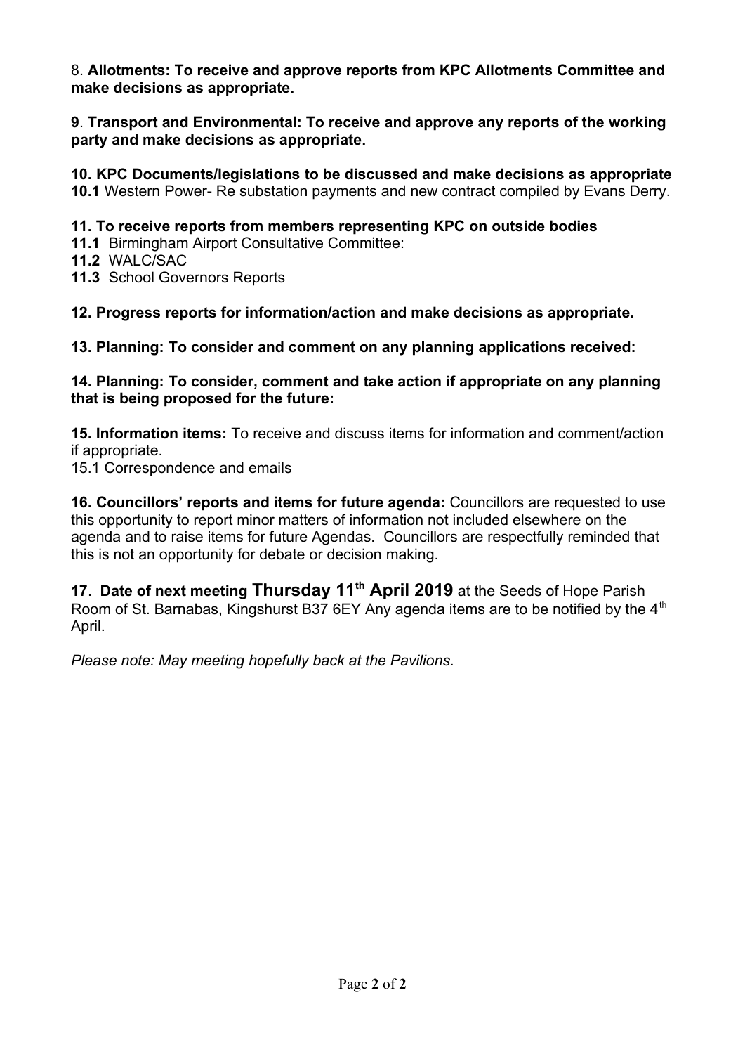8. **Allotments: To receive and approve reports from KPC Allotments Committee and make decisions as appropriate.**

**9**. **Transport and Environmental: To receive and approve any reports of the working party and make decisions as appropriate.**

**10. KPC Documents/legislations to be discussed and make decisions as appropriate**
**10.1** Western Power- Re substation payments and new contract compiled by Evans Derry.

**11. To receive reports from members representing KPC on outside bodies**
**11.1** Birmingham Airport Consultative Committee:
**11.2** WALC/SAC
**11.3** School Governors Reports

**12. Progress reports for information/action and make decisions as appropriate.**

**13. Planning: To consider and comment on any planning applications received:**

**14. Planning: To consider, comment and take action if appropriate on any planning that is being proposed for the future:**

**15. Information items:** To receive and discuss items for information and comment/action if appropriate.
15.1 Correspondence and emails

**16. Councillors' reports and items for future agenda:** Councillors are requested to use this opportunity to report minor matters of information not included elsewhere on the agenda and to raise items for future Agendas. Councillors are respectfully reminded that this is not an opportunity for debate or decision making.

**17**. **Date of next meeting Thursday 11th April 2019** at the Seeds of Hope Parish Room of St. Barnabas, Kingshurst B37 6EY Any agenda items are to be notified by the 4th April.

*Please note: May meeting hopefully back at the Pavilions.*